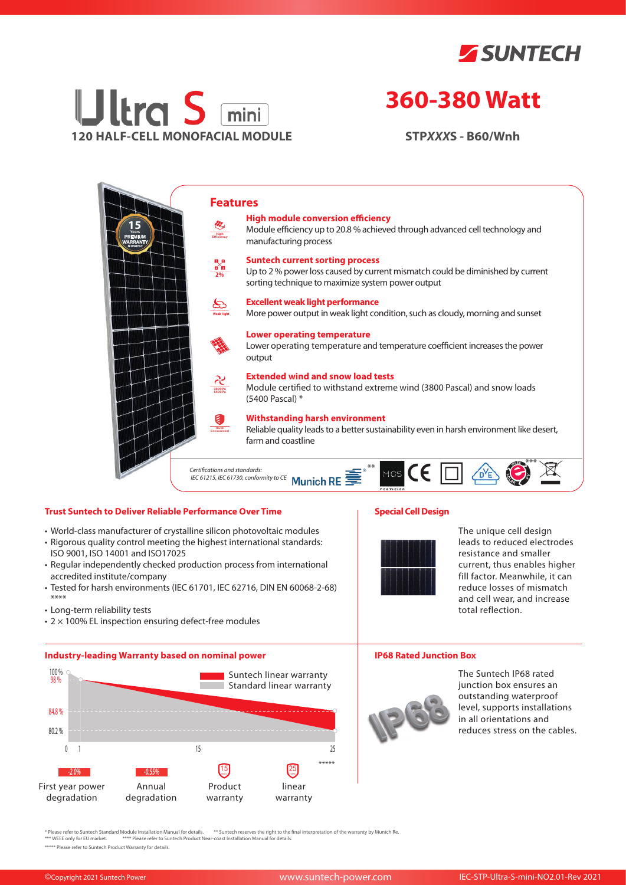SUNTECH

# Ultra S mini

**120 HALF-CELL MONOFACIAL MODULE**

# 360-380 Watt

**STPXXXS - B60/Wnh**

## Features

**High module conversion efficiency**
Module efficiency up to 20.8 % achieved through advanced cell technology and manufacturing process

**Suntech current sorting process**
Up to 2 % power loss caused by current mismatch could be diminished by current sorting technique to maximize system power output

**Excellent weak light performance**
More power output in weak light condition, such as cloudy, morning and sunset

**Lower operating temperature**
Lower operating temperature and temperature coefficient increases the power output

**Extended wind and snow load tests**
Module certified to withstand extreme wind (3800 Pascal) and snow loads (5400 Pascal) *

**Withstanding harsh environment**
Reliable quality leads to a better sustainability even in harsh environment like desert, farm and coastline

*Certifications and standards: IEC 61215, IEC 61730, conformity to CE* Munich RE ** MCS CE ***

### Trust Suntech to Deliver Reliable Performance Over Time

- World-class manufacturer of crystalline silicon photovoltaic modules
- Rigorous quality control meeting the highest international standards: ISO 9001, ISO 14001 and ISO17025
- Regular independently checked production process from international accredited institute/company
- Tested for harsh environments (IEC 61701, IEC 62716, DIN EN 60068-2-68) ****
- Long-term reliability tests
- 2 × 100% EL inspection ensuring defect-free modules

### Special Cell Design

The unique cell design leads to reduced electrodes resistance and smaller current, thus enables higher fill factor. Meanwhile, it can reduce losses of mismatch and cell wear, and increase total reflection.

### Industry-leading Warranty based on nominal power

Suntech linear warranty
Standard linear warranty

100 %, 98 %, 84.8 %, 80.2 %; years 0, 1, 15, 25 *****

| -2.0% | -0.55% | 15 | 25 |
|---|---|---|---|
| First year power degradation | Annual degradation | Product warranty | linear warranty |

### IP68 Rated Junction Box

The Suntech IP68 rated junction box ensures an outstanding waterproof level, supports installations in all orientations and reduces stress on the cables.

\* Please refer to Suntech Standard Module Installation Manual for details. ** Suntech reserves the right to the final interpretation of the warranty by Munich Re.
*** WEEE only for EU market. **** Please refer to Suntech Product Near-coast Installation Manual for details.
***** Please refer to Suntech Product Warranty for details.

©Copyright 2021 Suntech Power | www.suntech-power.com | IEC-STP-Ultra-S-mini-NO2.01-Rev 2021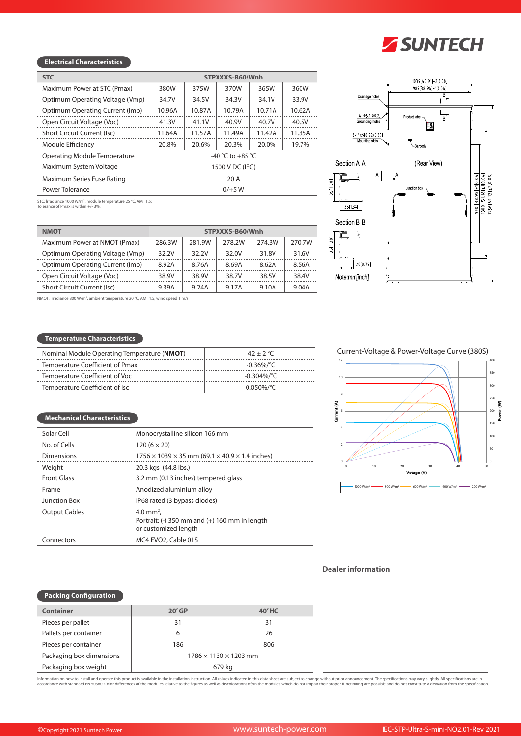## Electrical Characteristics

| STC | STPXXXS-B60/Wnh | | | | |
|---|---|---|---|---|---|
| Maximum Power at STC (Pmax) | 380W | 375W | 370W | 365W | 360W |
| Optimum Operating Voltage (Vmp) | 34.7V | 34.5V | 34.3V | 34.1V | 33.9V |
| Optimum Operating Current (Imp) | 10.96A | 10.87A | 10.79A | 10.71A | 10.62A |
| Open Circuit Voltage (Voc) | 41.3V | 41.1V | 40.9V | 40.7V | 40.5V |
| Short Circuit Current (Isc) | 11.64A | 11.57A | 11.49A | 11.42A | 11.35A |
| Module Efficiency | 20.8% | 20.6% | 20.3% | 20.0% | 19.7% |
| Operating Module Temperature | -40 °C to +85 °C | | | | |
| Maximum System Voltage | 1500 V DC (IEC) | | | | |
| Maximum Series Fuse Rating | 20 A | | | | |
| Power Tolerance | 0/+5 W | | | | |

STC: Irradiance 1000 W/m², module temperature 25 °C, AM=1.5;
Tolerance of Pmax is within +/- 3%.

| NMOT | STPXXXS-B60/Wnh | | | | |
|---|---|---|---|---|---|
| Maximum Power at NMOT (Pmax) | 286.3W | 281.9W | 278.2W | 274.3W | 270.7W |
| Optimum Operating Voltage (Vmp) | 32.2V | 32.2V | 32.0V | 31.8V | 31.6V |
| Optimum Operating Current (Imp) | 8.92A | 8.76A | 8.69A | 8.62A | 8.56A |
| Open Circuit Voltage (Voc) | 38.9V | 38.9V | 38.7V | 38.5V | 38.4V |
| Short Circuit Current (Isc) | 9.39A | 9.24A | 9.17A | 9.10A | 9.04A |

NMOT: Irradiance 800 W/m², ambient temperature 20 °C, AM=1.5, wind speed 1 m/s.

1039[40.91]±2[0.08]
989[38.94]±1[0.04]
Drainage holes
4-ø5.1[ø0.2] Grounding holes
8-14x9[0.55x0.35] Mounting slots
Product label
Barcode
(Rear View)
Junction box
990 [38.98]±1[0.04]
1300 [51.18]±1[0.04]
1756[69.13]±2[0.08]
Section A-A
35[1.38]
35[1.38]
Section B-B
35[1.38]
20[0.79]
Note:mm[inch]

## Temperature Characteristics

| | |
|---|---|
| Nominal Module Operating Temperature (**NMOT**) | 42 ± 2 °C |
| Temperature Coefficient of Pmax | -0.36%/°C |
| Temperature Coefficient of Voc | -0.304%/°C |
| Temperature Coefficient of Isc | 0.050%/°C |

Current-Voltage & Power-Voltage Curve (380S)

Current (A)
Power (W)
Votage (V)
1000 W/m² 800 W/m² 600 W/m² 400 W/m² 200 W/m²

## Mechanical Characteristics

| | |
|---|---|
| Solar Cell | Monocrystalline silicon 166 mm |
| No. of Cells | 120 (6 × 20) |
| Dimensions | 1756 × 1039 × 35 mm (69.1 × 40.9 × 1.4 inches) |
| Weight | 20.3 kgs (44.8 lbs.) |
| Front Glass | 3.2 mm (0.13 inches) tempered glass |
| Frame | Anodized aluminium alloy |
| Junction Box | IP68 rated (3 bypass diodes) |
| Output Cables | 4.0 mm², Portrait: (-) 350 mm and (+) 160 mm in length or customized length |
| Connectors | MC4 EVO2, Cable 01S |

## Packing Configuration

| Container | 20' GP | 40' HC |
|---|---|---|
| Pieces per pallet | 31 | 31 |
| Pallets per container | 6 | 26 |
| Pieces per container | 186 | 806 |
| Packaging box dimensions | 1786 × 1130 × 1203 mm | |
| Packaging box weight | 679 kg | |

**Dealer information**

Information on how to install and operate this product is available in the installation instruction. All values indicated in this data sheet are subject to change without prior announcement. The specifications may vary slightly. All specifications are in accordance with standard EN 50380. Color differences of the modules relative to the figures as well as discolorations of/in the modules which do not impair their proper functioning are possible and do not constitute a deviation from the specification.

©Copyright 2021 Suntech Power www.suntech-power.com IEC-STP-Ultra-S-mini-NO2.01-Rev 2021